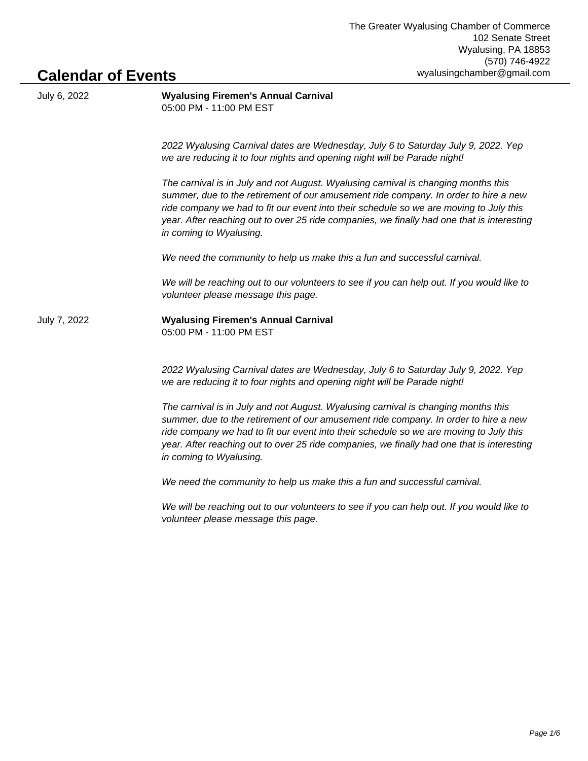The Greater Wyalusing Chamber of Commerce
102 Senate Street
Wyalusing, PA 18853
(570) 746-4922
wyalusingchamber@gmail.com

# Calendar of Events

July 6, 2022

**Wyalusing Firemen's Annual Carnival**
05:00 PM - 11:00 PM EST

*2022 Wyalusing Carnival dates are Wednesday, July 6 to Saturday July 9, 2022. Yep we are reducing it to four nights and opening night will be Parade night!*

*The carnival is in July and not August. Wyalusing carnival is changing months this summer, due to the retirement of our amusement ride company. In order to hire a new ride company we had to fit our event into their schedule so we are moving to July this year. After reaching out to over 25 ride companies, we finally had one that is interesting in coming to Wyalusing.*

*We need the community to help us make this a fun and successful carnival.*

*We will be reaching out to our volunteers to see if you can help out. If you would like to volunteer please message this page.*

July 7, 2022

**Wyalusing Firemen's Annual Carnival**
05:00 PM - 11:00 PM EST

*2022 Wyalusing Carnival dates are Wednesday, July 6 to Saturday July 9, 2022. Yep we are reducing it to four nights and opening night will be Parade night!*

*The carnival is in July and not August. Wyalusing carnival is changing months this summer, due to the retirement of our amusement ride company. In order to hire a new ride company we had to fit our event into their schedule so we are moving to July this year. After reaching out to over 25 ride companies, we finally had one that is interesting in coming to Wyalusing.*

*We need the community to help us make this a fun and successful carnival.*

*We will be reaching out to our volunteers to see if you can help out. If you would like to volunteer please message this page.*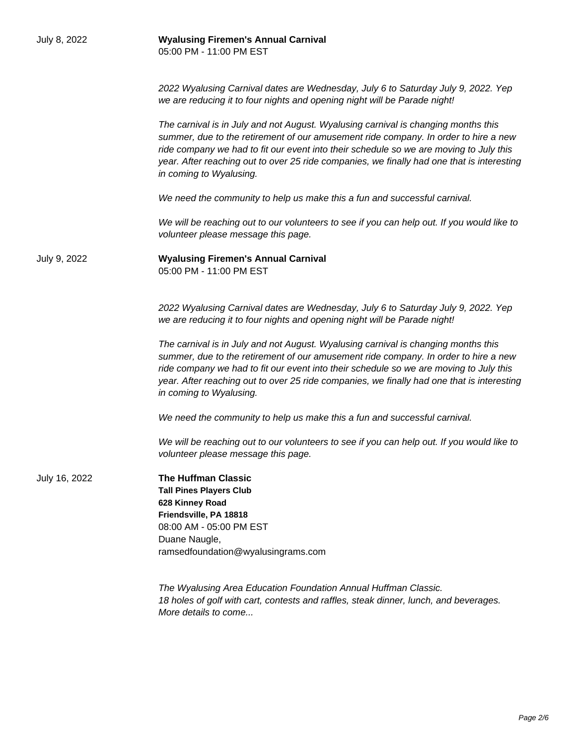July 8, 2022

**Wyalusing Firemen's Annual Carnival**
05:00 PM - 11:00 PM EST

*2022 Wyalusing Carnival dates are Wednesday, July 6 to Saturday July 9, 2022. Yep we are reducing it to four nights and opening night will be Parade night!*

*The carnival is in July and not August. Wyalusing carnival is changing months this summer, due to the retirement of our amusement ride company. In order to hire a new ride company we had to fit our event into their schedule so we are moving to July this year. After reaching out to over 25 ride companies, we finally had one that is interesting in coming to Wyalusing.*

*We need the community to help us make this a fun and successful carnival.*

*We will be reaching out to our volunteers to see if you can help out. If you would like to volunteer please message this page.*

July 9, 2022

**Wyalusing Firemen's Annual Carnival**
05:00 PM - 11:00 PM EST

*2022 Wyalusing Carnival dates are Wednesday, July 6 to Saturday July 9, 2022. Yep we are reducing it to four nights and opening night will be Parade night!*

*The carnival is in July and not August. Wyalusing carnival is changing months this summer, due to the retirement of our amusement ride company. In order to hire a new ride company we had to fit our event into their schedule so we are moving to July this year. After reaching out to over 25 ride companies, we finally had one that is interesting in coming to Wyalusing.*

*We need the community to help us make this a fun and successful carnival.*

*We will be reaching out to our volunteers to see if you can help out. If you would like to volunteer please message this page.*

July 16, 2022

**The Huffman Classic**
**Tall Pines Players Club**
**628 Kinney Road**
**Friendsville, PA 18818**
08:00 AM - 05:00 PM EST
Duane Naugle,
ramsedfoundation@wyalusingrams.com

*The Wyalusing Area Education Foundation Annual Huffman Classic.*
*18 holes of golf with cart, contests and raffles, steak dinner, lunch, and beverages.*
*More details to come...*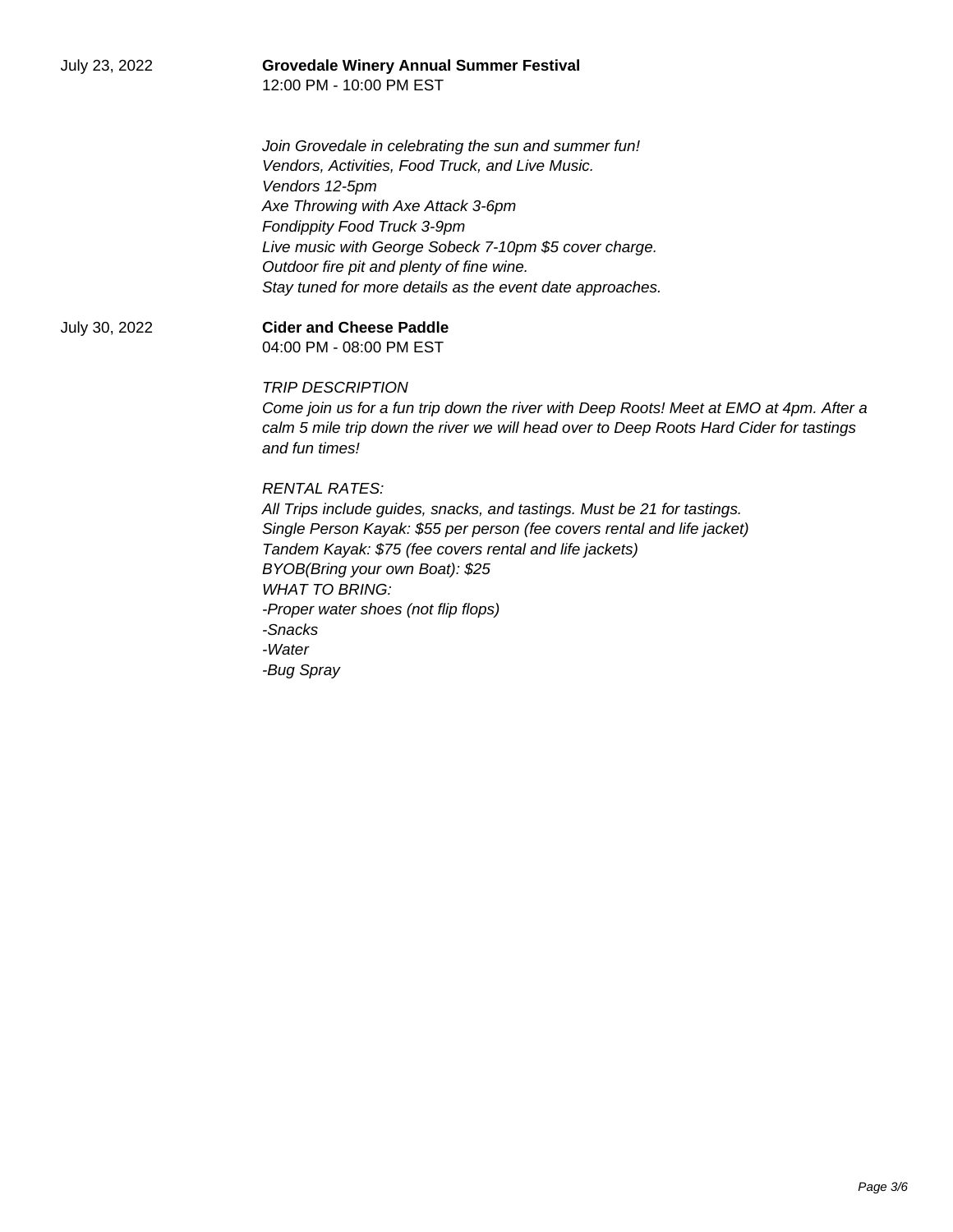July 23, 2022

**Grovedale Winery Annual Summer Festival**
12:00 PM - 10:00 PM EST

*Join Grovedale in celebrating the sun and summer fun!*
*Vendors, Activities, Food Truck, and Live Music.*
*Vendors 12-5pm*
*Axe Throwing with Axe Attack 3-6pm*
*Fondippity Food Truck 3-9pm*
*Live music with George Sobeck 7-10pm $5 cover charge.*
*Outdoor fire pit and plenty of fine wine.*
*Stay tuned for more details as the event date approaches.*

July 30, 2022

**Cider and Cheese Paddle**
04:00 PM - 08:00 PM EST

*TRIP DESCRIPTION*
*Come join us for a fun trip down the river with Deep Roots! Meet at EMO at 4pm. After a calm 5 mile trip down the river we will head over to Deep Roots Hard Cider for tastings and fun times!*

*RENTAL RATES:*
*All Trips include guides, snacks, and tastings. Must be 21 for tastings.*
*Single Person Kayak: $55 per person (fee covers rental and life jacket)*
*Tandem Kayak: $75 (fee covers rental and life jackets)*
*BYOB(Bring your own Boat): $25*
*WHAT TO BRING:*
*-Proper water shoes (not flip flops)*
*-Snacks*
*-Water*
*-Bug Spray*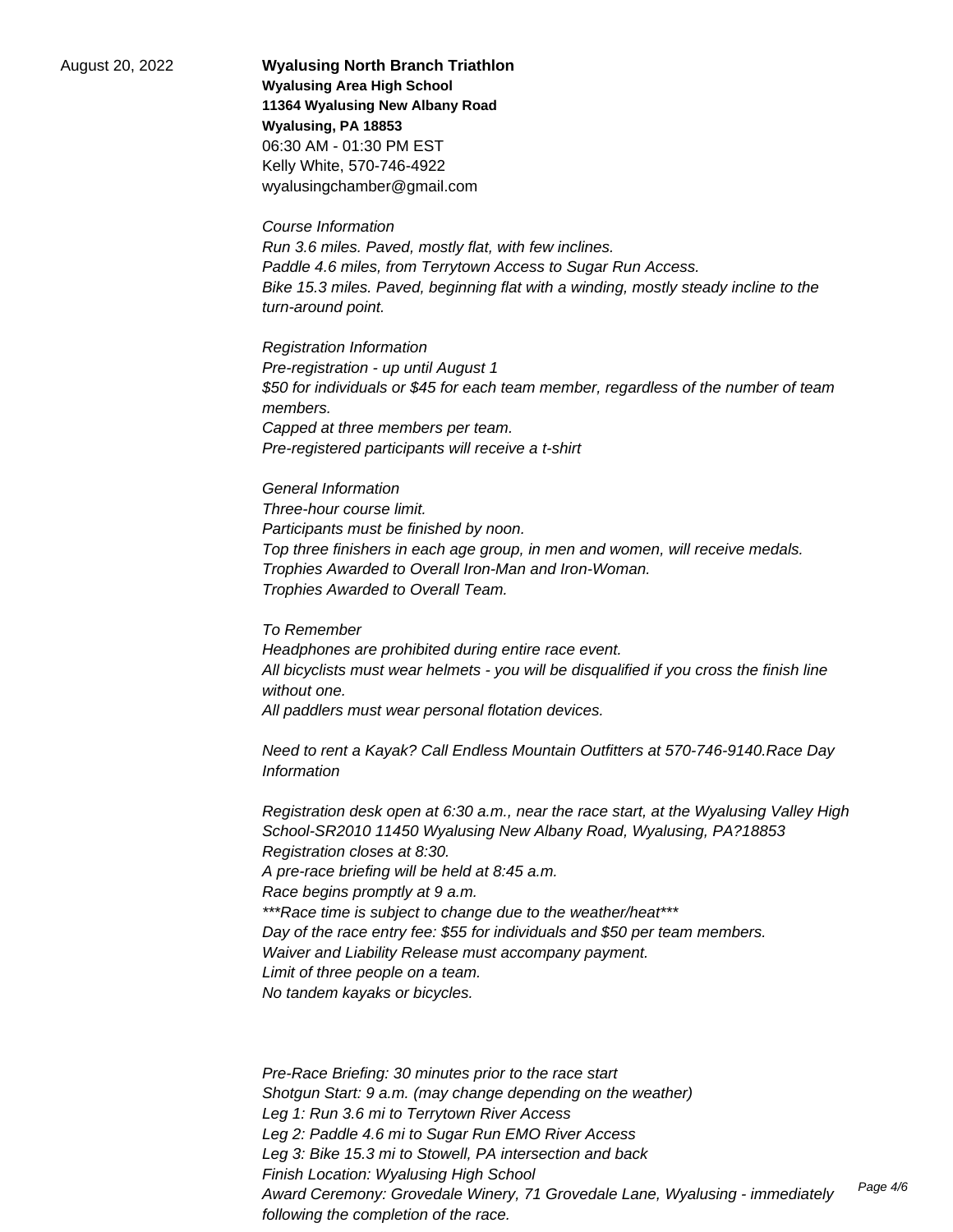August 20, 2022

**Wyalusing North Branch Triathlon**
**Wyalusing Area High School**
**11364 Wyalusing New Albany Road**
**Wyalusing, PA 18853**
06:30 AM - 01:30 PM EST
Kelly White, 570-746-4922
wyalusingchamber@gmail.com

*Course Information*
*Run 3.6 miles. Paved, mostly flat, with few inclines.*
*Paddle 4.6 miles, from Terrytown Access to Sugar Run Access.*
*Bike 15.3 miles. Paved, beginning flat with a winding, mostly steady incline to the turn-around point.*

*Registration Information*
*Pre-registration - up until August 1*
*$50 for individuals or $45 for each team member, regardless of the number of team members.*
*Capped at three members per team.*
*Pre-registered participants will receive a t-shirt*

*General Information*
*Three-hour course limit.*
*Participants must be finished by noon.*
*Top three finishers in each age group, in men and women, will receive medals.*
*Trophies Awarded to Overall Iron-Man and Iron-Woman.*
*Trophies Awarded to Overall Team.*

*To Remember*
*Headphones are prohibited during entire race event.*
*All bicyclists must wear helmets - you will be disqualified if you cross the finish line without one.*
*All paddlers must wear personal flotation devices.*

*Need to rent a Kayak? Call Endless Mountain Outfitters at 570-746-9140.Race Day Information*

*Registration desk open at 6:30 a.m., near the race start, at the Wyalusing Valley High School-SR2010 11450 Wyalusing New Albany Road, Wyalusing, PA?18853*
*Registration closes at 8:30.*
*A pre-race briefing will be held at 8:45 a.m.*
*Race begins promptly at 9 a.m.*
****Race time is subject to change due to the weather/heat****
*Day of the race entry fee: $55 for individuals and $50 per team members.*
*Waiver and Liability Release must accompany payment.*
*Limit of three people on a team.*
*No tandem kayaks or bicycles.*

*Pre-Race Briefing: 30 minutes prior to the race start*
*Shotgun Start: 9 a.m. (may change depending on the weather)*
*Leg 1: Run 3.6 mi to Terrytown River Access*
*Leg 2: Paddle 4.6 mi to Sugar Run EMO River Access*
*Leg 3: Bike 15.3 mi to Stowell, PA intersection and back*
*Finish Location: Wyalusing High School*
*Award Ceremony: Grovedale Winery, 71 Grovedale Lane, Wyalusing - immediately following the completion of the race.*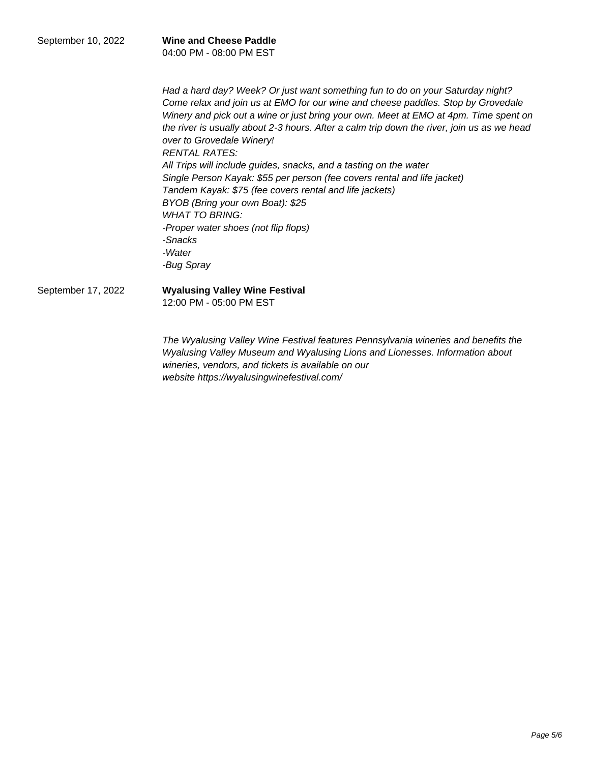September 10, 2022

**Wine and Cheese Paddle**
04:00 PM - 08:00 PM EST

*Had a hard day? Week? Or just want something fun to do on your Saturday night? Come relax and join us at EMO for our wine and cheese paddles. Stop by Grovedale Winery and pick out a wine or just bring your own. Meet at EMO at 4pm. Time spent on the river is usually about 2-3 hours. After a calm trip down the river, join us as we head over to Grovedale Winery!*
*RENTAL RATES:*
*All Trips will include guides, snacks, and a tasting on the water*
*Single Person Kayak: $55 per person (fee covers rental and life jacket)*
*Tandem Kayak: $75 (fee covers rental and life jackets)*
*BYOB (Bring your own Boat): $25*
*WHAT TO BRING:*
*-Proper water shoes (not flip flops)*
*-Snacks*
*-Water*
*-Bug Spray*

September 17, 2022

**Wyalusing Valley Wine Festival**
12:00 PM - 05:00 PM EST

*The Wyalusing Valley Wine Festival features Pennsylvania wineries and benefits the Wyalusing Valley Museum and Wyalusing Lions and Lionesses. Information about wineries, vendors, and tickets is available on our website https://wyalusingwinefestival.com/*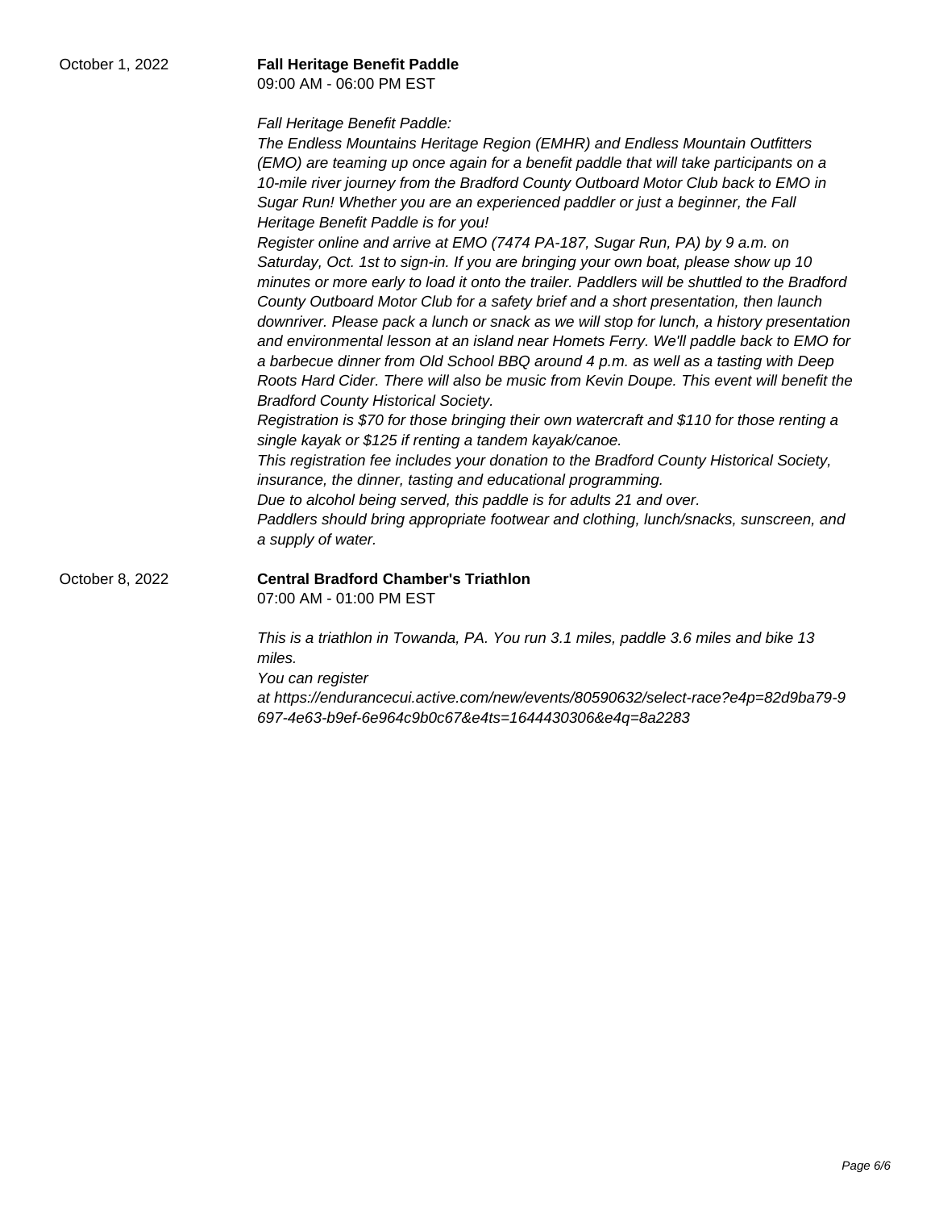October 1, 2022

**Fall Heritage Benefit Paddle**

09:00 AM - 06:00 PM EST

*Fall Heritage Benefit Paddle:*

*The Endless Mountains Heritage Region (EMHR) and Endless Mountain Outfitters (EMO) are teaming up once again for a benefit paddle that will take participants on a 10-mile river journey from the Bradford County Outboard Motor Club back to EMO in Sugar Run! Whether you are an experienced paddler or just a beginner, the Fall Heritage Benefit Paddle is for you!*

*Register online and arrive at EMO (7474 PA-187, Sugar Run, PA) by 9 a.m. on Saturday, Oct. 1st to sign-in. If you are bringing your own boat, please show up 10 minutes or more early to load it onto the trailer. Paddlers will be shuttled to the Bradford County Outboard Motor Club for a safety brief and a short presentation, then launch downriver. Please pack a lunch or snack as we will stop for lunch, a history presentation and environmental lesson at an island near Homets Ferry. We'll paddle back to EMO for a barbecue dinner from Old School BBQ around 4 p.m. as well as a tasting with Deep Roots Hard Cider. There will also be music from Kevin Doupe. This event will benefit the Bradford County Historical Society.*

*Registration is $70 for those bringing their own watercraft and $110 for those renting a single kayak or $125 if renting a tandem kayak/canoe.*

*This registration fee includes your donation to the Bradford County Historical Society, insurance, the dinner, tasting and educational programming.*

*Due to alcohol being served, this paddle is for adults 21 and over.*

*Paddlers should bring appropriate footwear and clothing, lunch/snacks, sunscreen, and a supply of water.*

October 8, 2022

**Central Bradford Chamber's Triathlon**

07:00 AM - 01:00 PM EST

*This is a triathlon in Towanda, PA. You run 3.1 miles, paddle 3.6 miles and bike 13 miles.*

*You can register at https://endurancecui.active.com/new/events/80590632/select-race?e4p=82d9ba79-9697-4e63-b9ef-6e964c9b0c67&e4ts=1644430306&e4q=8a2283*